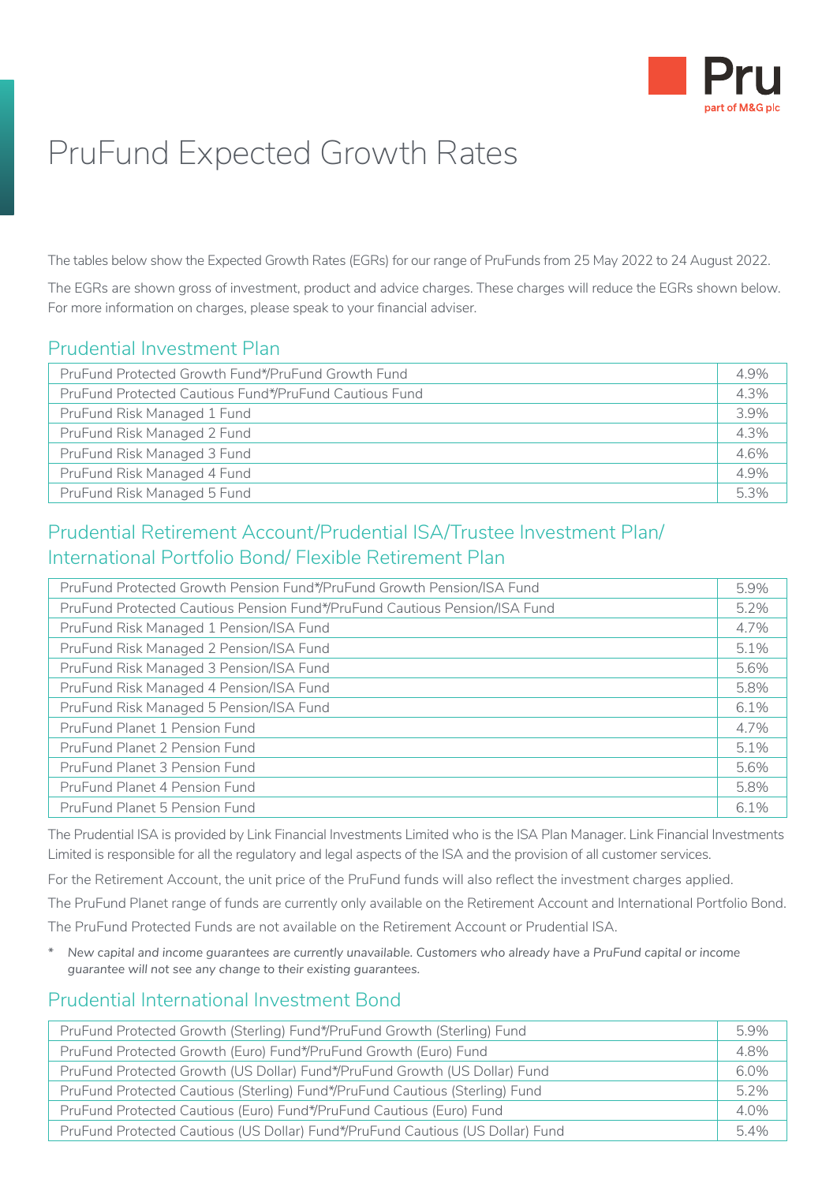# PruFund Expected Growth Rates

The tables below show the Expected Growth Rates (EGRs) for our range of PruFunds from 25 May 2022 to 24 August 2022.

The EGRs are shown gross of investment, product and advice charges. These charges will reduce the EGRs shown below. For more information on charges, please speak to your financial adviser.

## Prudential Investment Plan

| Fund | EGR |
|---|---|
| PruFund Protected Growth Fund*/PruFund Growth Fund | 4.9% |
| PruFund Protected Cautious Fund*/PruFund Cautious Fund | 4.3% |
| PruFund Risk Managed 1 Fund | 3.9% |
| PruFund Risk Managed 2 Fund | 4.3% |
| PruFund Risk Managed 3 Fund | 4.6% |
| PruFund Risk Managed 4 Fund | 4.9% |
| PruFund Risk Managed 5 Fund | 5.3% |

## Prudential Retirement Account/Prudential ISA/Trustee Investment Plan/ International Portfolio Bond/ Flexible Retirement Plan

| Fund | EGR |
|---|---|
| PruFund Protected Growth Pension Fund*/PruFund Growth Pension/ISA Fund | 5.9% |
| PruFund Protected Cautious Pension Fund*/PruFund Cautious Pension/ISA Fund | 5.2% |
| PruFund Risk Managed 1 Pension/ISA Fund | 4.7% |
| PruFund Risk Managed 2 Pension/ISA Fund | 5.1% |
| PruFund Risk Managed 3 Pension/ISA Fund | 5.6% |
| PruFund Risk Managed 4 Pension/ISA Fund | 5.8% |
| PruFund Risk Managed 5 Pension/ISA Fund | 6.1% |
| PruFund Planet 1 Pension Fund | 4.7% |
| PruFund Planet 2 Pension Fund | 5.1% |
| PruFund Planet 3 Pension Fund | 5.6% |
| PruFund Planet 4 Pension Fund | 5.8% |
| PruFund Planet 5 Pension Fund | 6.1% |

The Prudential ISA is provided by Link Financial Investments Limited who is the ISA Plan Manager. Link Financial Investments Limited is responsible for all the regulatory and legal aspects of the ISA and the provision of all customer services.

For the Retirement Account, the unit price of the PruFund funds will also reflect the investment charges applied.

The PruFund Planet range of funds are currently only available on the Retirement Account and International Portfolio Bond.

The PruFund Protected Funds are not available on the Retirement Account or Prudential ISA.

\* *New capital and income guarantees are currently unavailable. Customers who already have a PruFund capital or income guarantee will not see any change to their existing guarantees.*

## Prudential International Investment Bond

| Fund | EGR |
|---|---|
| PruFund Protected Growth (Sterling) Fund*/PruFund Growth (Sterling) Fund | 5.9% |
| PruFund Protected Growth (Euro) Fund*/PruFund Growth (Euro) Fund | 4.8% |
| PruFund Protected Growth (US Dollar) Fund*/PruFund Growth (US Dollar) Fund | 6.0% |
| PruFund Protected Cautious (Sterling) Fund*/PruFund Cautious (Sterling) Fund | 5.2% |
| PruFund Protected Cautious (Euro) Fund*/PruFund Cautious (Euro) Fund | 4.0% |
| PruFund Protected Cautious (US Dollar) Fund*/PruFund Cautious (US Dollar) Fund | 5.4% |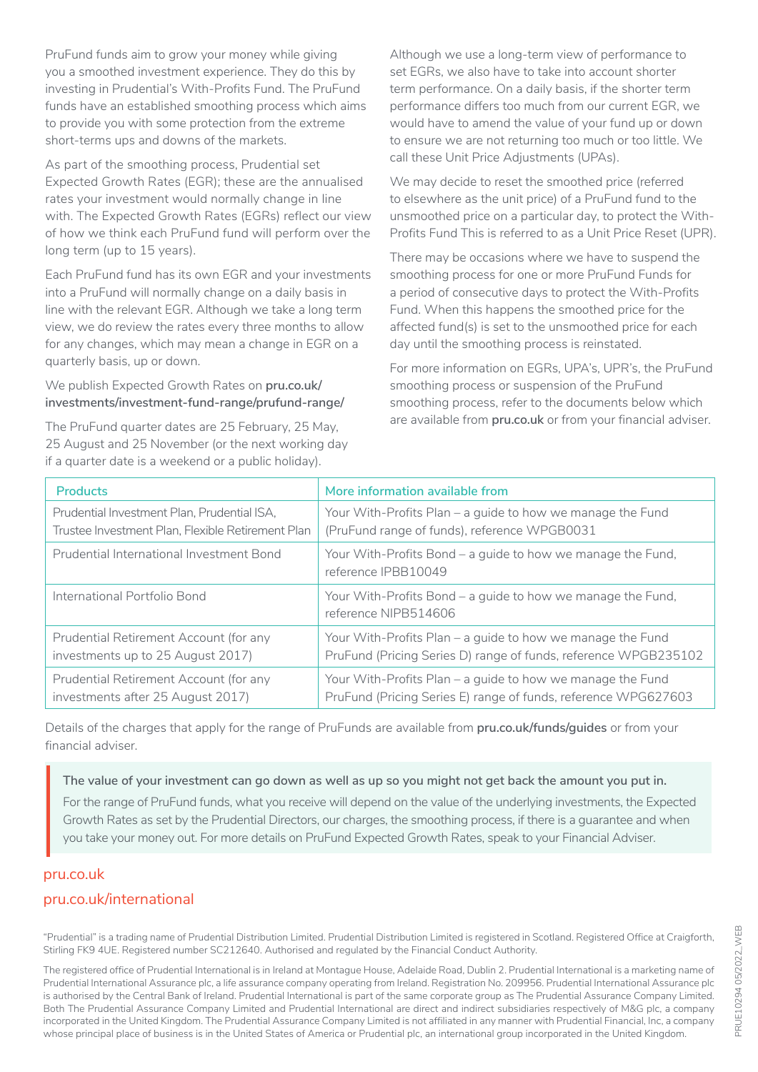PruFund funds aim to grow your money while giving you a smoothed investment experience. They do this by investing in Prudential's With-Profits Fund. The PruFund funds have an established smoothing process which aims to provide you with some protection from the extreme short-terms ups and downs of the markets.

As part of the smoothing process, Prudential set Expected Growth Rates (EGR); these are the annualised rates your investment would normally change in line with. The Expected Growth Rates (EGRs) reflect our view of how we think each PruFund fund will perform over the long term (up to 15 years).

Each PruFund fund has its own EGR and your investments into a PruFund will normally change on a daily basis in line with the relevant EGR. Although we take a long term view, we do review the rates every three months to allow for any changes, which may mean a change in EGR on a quarterly basis, up or down.

We publish Expected Growth Rates on **pru.co.uk/investments/investment-fund-range/prufund-range/**

The PruFund quarter dates are 25 February, 25 May, 25 August and 25 November (or the next working day if a quarter date is a weekend or a public holiday).

Although we use a long-term view of performance to set EGRs, we also have to take into account shorter term performance. On a daily basis, if the shorter term performance differs too much from our current EGR, we would have to amend the value of your fund up or down to ensure we are not returning too much or too little. We call these Unit Price Adjustments (UPAs).

We may decide to reset the smoothed price (referred to elsewhere as the unit price) of a PruFund fund to the unsmoothed price on a particular day, to protect the With-Profits Fund This is referred to as a Unit Price Reset (UPR).

There may be occasions where we have to suspend the smoothing process for one or more PruFund Funds for a period of consecutive days to protect the With-Profits Fund. When this happens the smoothed price for the affected fund(s) is set to the unsmoothed price for each day until the smoothing process is reinstated.

For more information on EGRs, UPA's, UPR's, the PruFund smoothing process or suspension of the PruFund smoothing process, refer to the documents below which are available from **pru.co.uk** or from your financial adviser.

| Products | More information available from |
|---|---|
| Prudential Investment Plan, Prudential ISA, Trustee Investment Plan, Flexible Retirement Plan | Your With-Profits Plan – a guide to how we manage the Fund (PruFund range of funds), reference WPGB0031 |
| Prudential International Investment Bond | Your With-Profits Bond – a guide to how we manage the Fund, reference IPBB10049 |
| International Portfolio Bond | Your With-Profits Bond – a guide to how we manage the Fund, reference NIPB514606 |
| Prudential Retirement Account (for any investments up to 25 August 2017) | Your With-Profits Plan – a guide to how we manage the Fund PruFund (Pricing Series D) range of funds, reference WPGB235102 |
| Prudential Retirement Account (for any investments after 25 August 2017) | Your With-Profits Plan – a guide to how we manage the Fund PruFund (Pricing Series E) range of funds, reference WPG627603 |

Details of the charges that apply for the range of PruFunds are available from **pru.co.uk/funds/guides** or from your financial adviser.

**The value of your investment can go down as well as up so you might not get back the amount you put in.**

For the range of PruFund funds, what you receive will depend on the value of the underlying investments, the Expected Growth Rates as set by the Prudential Directors, our charges, the smoothing process, if there is a guarantee and when you take your money out. For more details on PruFund Expected Growth Rates, speak to your Financial Adviser.

pru.co.uk

pru.co.uk/international

"Prudential" is a trading name of Prudential Distribution Limited. Prudential Distribution Limited is registered in Scotland. Registered Office at Craigforth, Stirling FK9 4UE. Registered number SC212640. Authorised and regulated by the Financial Conduct Authority.

The registered office of Prudential International is in Ireland at Montague House, Adelaide Road, Dublin 2. Prudential International is a marketing name of Prudential International Assurance plc, a life assurance company operating from Ireland. Registration No. 209956. Prudential International Assurance plc is authorised by the Central Bank of Ireland. Prudential International is part of the same corporate group as The Prudential Assurance Company Limited. Both The Prudential Assurance Company Limited and Prudential International are direct and indirect subsidiaries respectively of M&G plc, a company incorporated in the United Kingdom. The Prudential Assurance Company Limited is not affiliated in any manner with Prudential Financial, Inc, a company whose principal place of business is in the United States of America or Prudential plc, an international group incorporated in the United Kingdom.

PRUE10294 05/2022_WEB